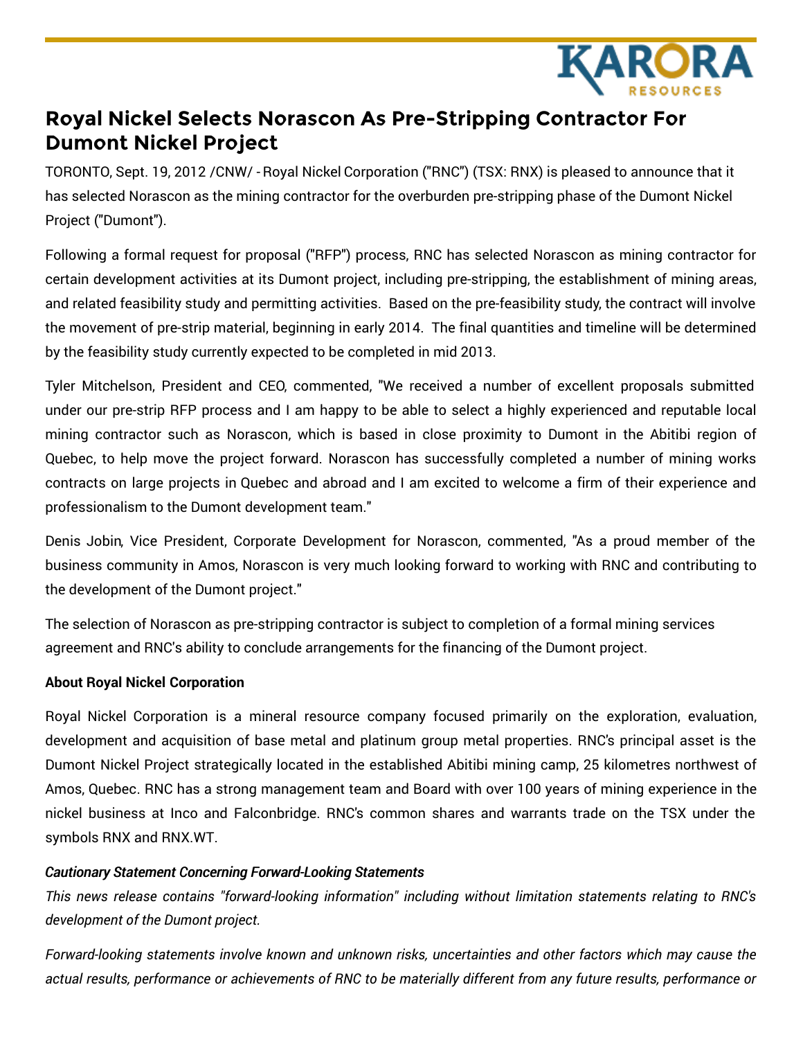# Royal Nickel Selects Norascon As Pre-Stripping Contractor For Dumont Nickel Project

TORONTO, Sept. 19, 2012 /CNW/ - Royal Nickel Corporation ("RNC") (TSX: RNX) is pleased to announce that it has selected Norascon as the mining contractor for the overburden pre-stripping phase of the Dumont Nickel Project ("Dumont").

Following a formal request for proposal ("RFP") process, RNC has selected Norascon as mining contractor for certain development activities at its Dumont project, including pre-stripping, the establishment of mining areas, and related feasibility study and permitting activities. Based on the pre-feasibility study, the contract will involve the movement of pre-strip material, beginning in early 2014. The final quantities and timeline will be determined by the feasibility study currently expected to be completed in mid 2013.

Tyler Mitchelson, President and CEO, commented, "We received a number of excellent proposals submitted under our pre-strip RFP process and I am happy to be able to select a highly experienced and reputable local mining contractor such as Norascon, which is based in close proximity to Dumont in the Abitibi region of Quebec, to help move the project forward. Norascon has successfully completed a number of mining works contracts on large projects in Quebec and abroad and I am excited to welcome a firm of their experience and professionalism to the Dumont development team."

Denis Jobin, Vice President, Corporate Development for Norascon, commented, "As a proud member of the business community in Amos, Norascon is very much looking forward to working with RNC and contributing to the development of the Dumont project."

The selection of Norascon as pre-stripping contractor is subject to completion of a formal mining services agreement and RNC's ability to conclude arrangements for the financing of the Dumont project.

**About Royal Nickel Corporation**

Royal Nickel Corporation is a mineral resource company focused primarily on the exploration, evaluation, development and acquisition of base metal and platinum group metal properties. RNC's principal asset is the Dumont Nickel Project strategically located in the established Abitibi mining camp, 25 kilometres northwest of Amos, Quebec. RNC has a strong management team and Board with over 100 years of mining experience in the nickel business at Inco and Falconbridge. RNC's common shares and warrants trade on the TSX under the symbols RNX and RNX.WT.

***Cautionary Statement Concerning Forward-Looking Statements***

*This news release contains "forward-looking information" including without limitation statements relating to RNC's development of the Dumont project.*

*Forward-looking statements involve known and unknown risks, uncertainties and other factors which may cause the actual results, performance or achievements of RNC to be materially different from any future results, performance or*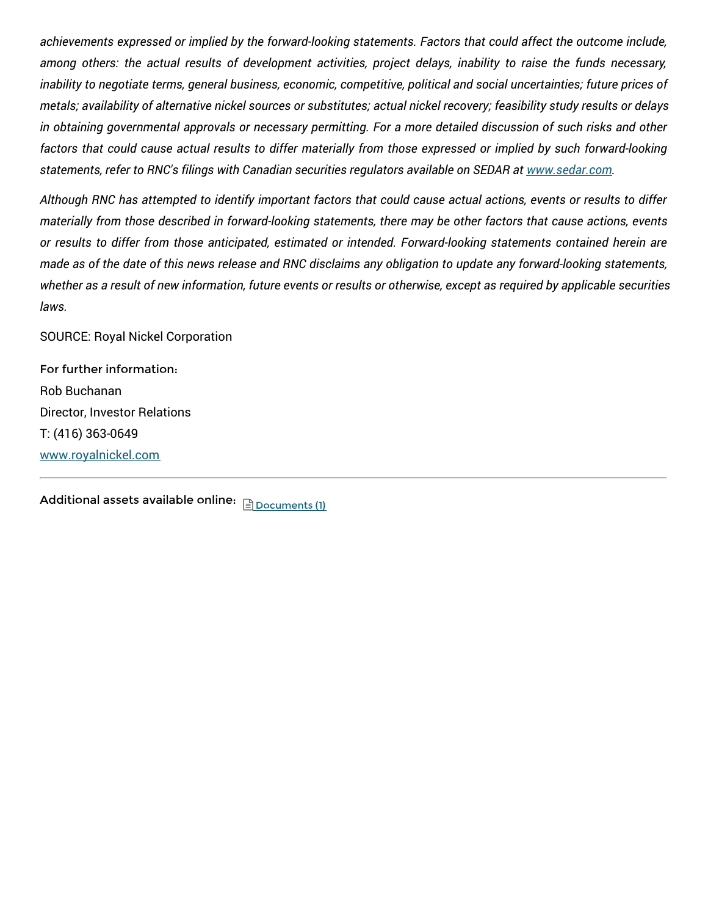*achievements expressed or implied by the forward-looking statements. Factors that could affect the outcome include, among others: the actual results of development activities, project delays, inability to raise the funds necessary, inability to negotiate terms, general business, economic, competitive, political and social uncertainties; future prices of metals; availability of alternative nickel sources or substitutes; actual nickel recovery; feasibility study results or delays in obtaining governmental approvals or necessary permitting. For a more detailed discussion of such risks and other factors that could cause actual results to differ materially from those expressed or implied by such forward-looking statements, refer to RNC's filings with Canadian securities regulators available on SEDAR at [www.sedar.com](http://www.sedar.com).*

*Although RNC has attempted to identify important factors that could cause actual actions, events or results to differ materially from those described in forward-looking statements, there may be other factors that cause actions, events or results to differ from those anticipated, estimated or intended. Forward-looking statements contained herein are made as of the date of this news release and RNC disclaims any obligation to update any forward-looking statements, whether as a result of new information, future events or results or otherwise, except as required by applicable securities laws.*

SOURCE: Royal Nickel Corporation

For further information:
Rob Buchanan
Director, Investor Relations
T: (416) 363-0649
[www.royalnickel.com](http://www.royalnickel.com)

---

Additional assets available online: Documents (1)